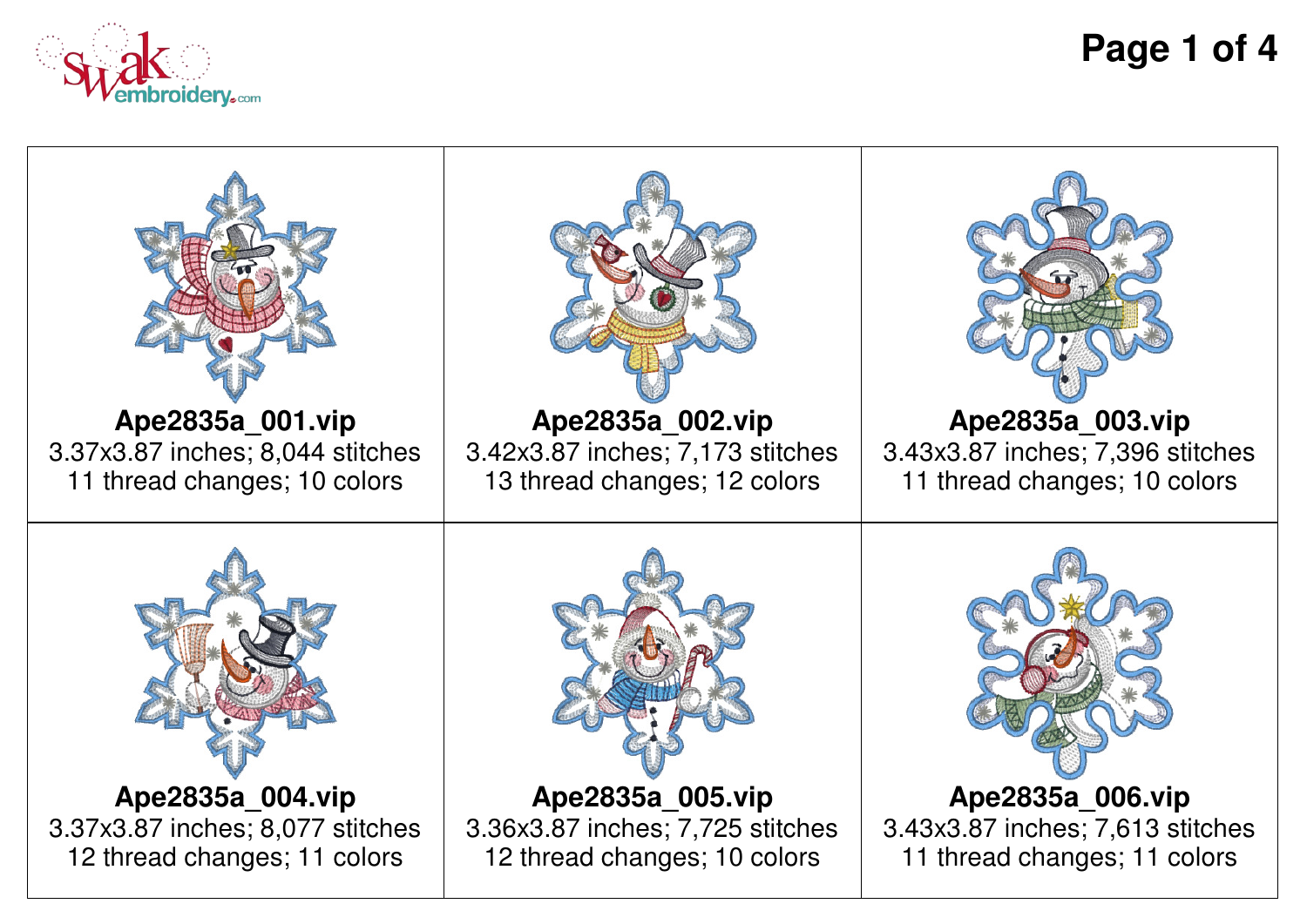**Ape2835a_001.vip**
3.37x3.87 inches; 8,044 stitches
11 thread changes; 10 colors

**Ape2835a_002.vip**
3.42x3.87 inches; 7,173 stitches
13 thread changes; 12 colors

**Ape2835a_003.vip**
3.43x3.87 inches; 7,396 stitches
11 thread changes; 10 colors

**Ape2835a_004.vip**
3.37x3.87 inches; 8,077 stitches
12 thread changes; 11 colors

**Ape2835a_005.vip**
3.36x3.87 inches; 7,725 stitches
12 thread changes; 10 colors

**Ape2835a_006.vip**
3.43x3.87 inches; 7,613 stitches
11 thread changes; 11 colors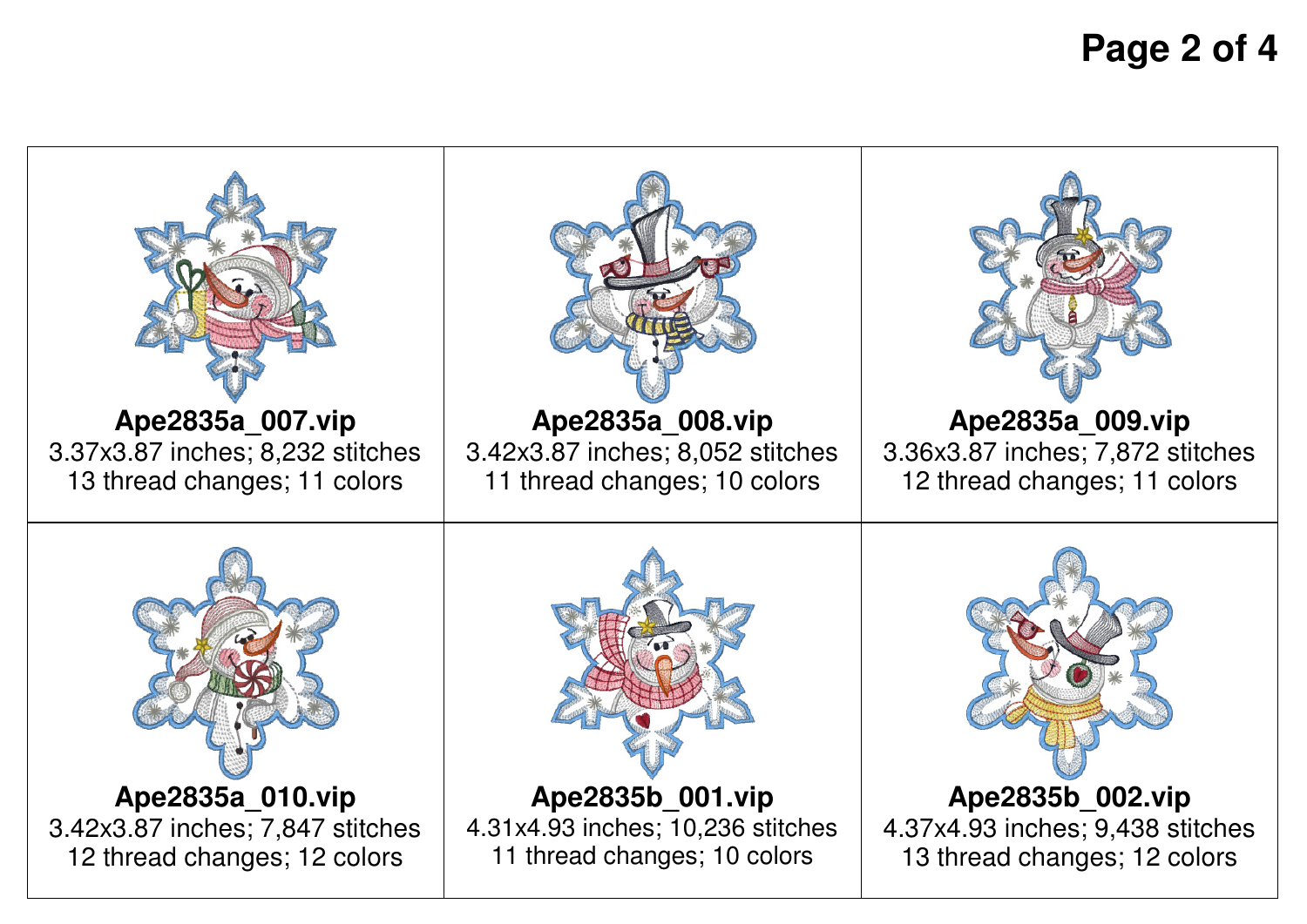| | | |
|---|---|---|
| **Ape2835a_007.vip**<br>3.37x3.87 inches; 8,232 stitches<br>13 thread changes; 11 colors | **Ape2835a_008.vip**<br>3.42x3.87 inches; 8,052 stitches<br>11 thread changes; 10 colors | **Ape2835a_009.vip**<br>3.36x3.87 inches; 7,872 stitches<br>12 thread changes; 11 colors |
| **Ape2835a_010.vip**<br>3.42x3.87 inches; 7,847 stitches<br>12 thread changes; 12 colors | **Ape2835b_001.vip**<br>4.31x4.93 inches; 10,236 stitches<br>11 thread changes; 10 colors | **Ape2835b_002.vip**<br>4.37x4.93 inches; 9,438 stitches<br>13 thread changes; 12 colors |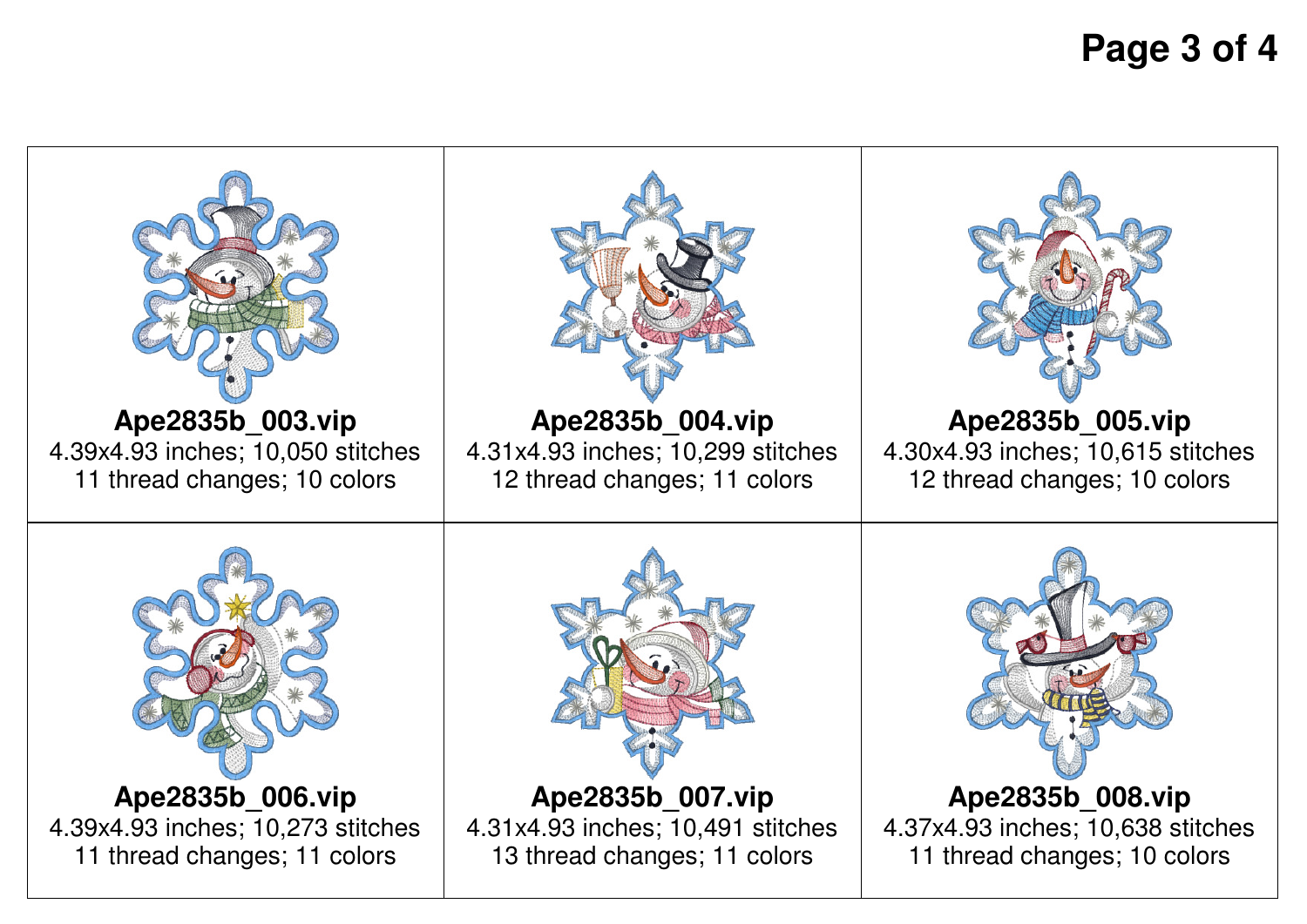| | | |
|---|---|---|
| **Ape2835b_003.vip**<br>4.39x4.93 inches; 10,050 stitches<br>11 thread changes; 10 colors | **Ape2835b_004.vip**<br>4.31x4.93 inches; 10,299 stitches<br>12 thread changes; 11 colors | **Ape2835b_005.vip**<br>4.30x4.93 inches; 10,615 stitches<br>12 thread changes; 10 colors |
| **Ape2835b_006.vip**<br>4.39x4.93 inches; 10,273 stitches<br>11 thread changes; 11 colors | **Ape2835b_007.vip**<br>4.31x4.93 inches; 10,491 stitches<br>13 thread changes; 11 colors | **Ape2835b_008.vip**<br>4.37x4.93 inches; 10,638 stitches<br>11 thread changes; 10 colors |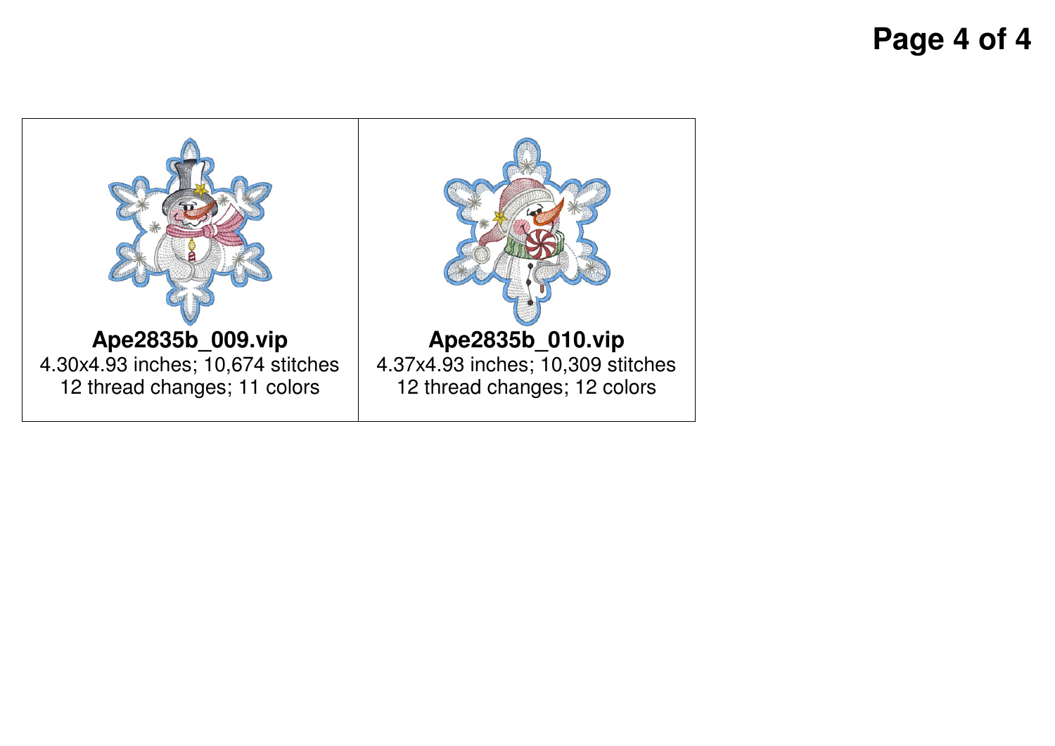| | |
|---|---|
| **Ape2835b_009.vip**<br>4.30x4.93 inches; 10,674 stitches<br>12 thread changes; 11 colors | **Ape2835b_010.vip**<br>4.37x4.93 inches; 10,309 stitches<br>12 thread changes; 12 colors |